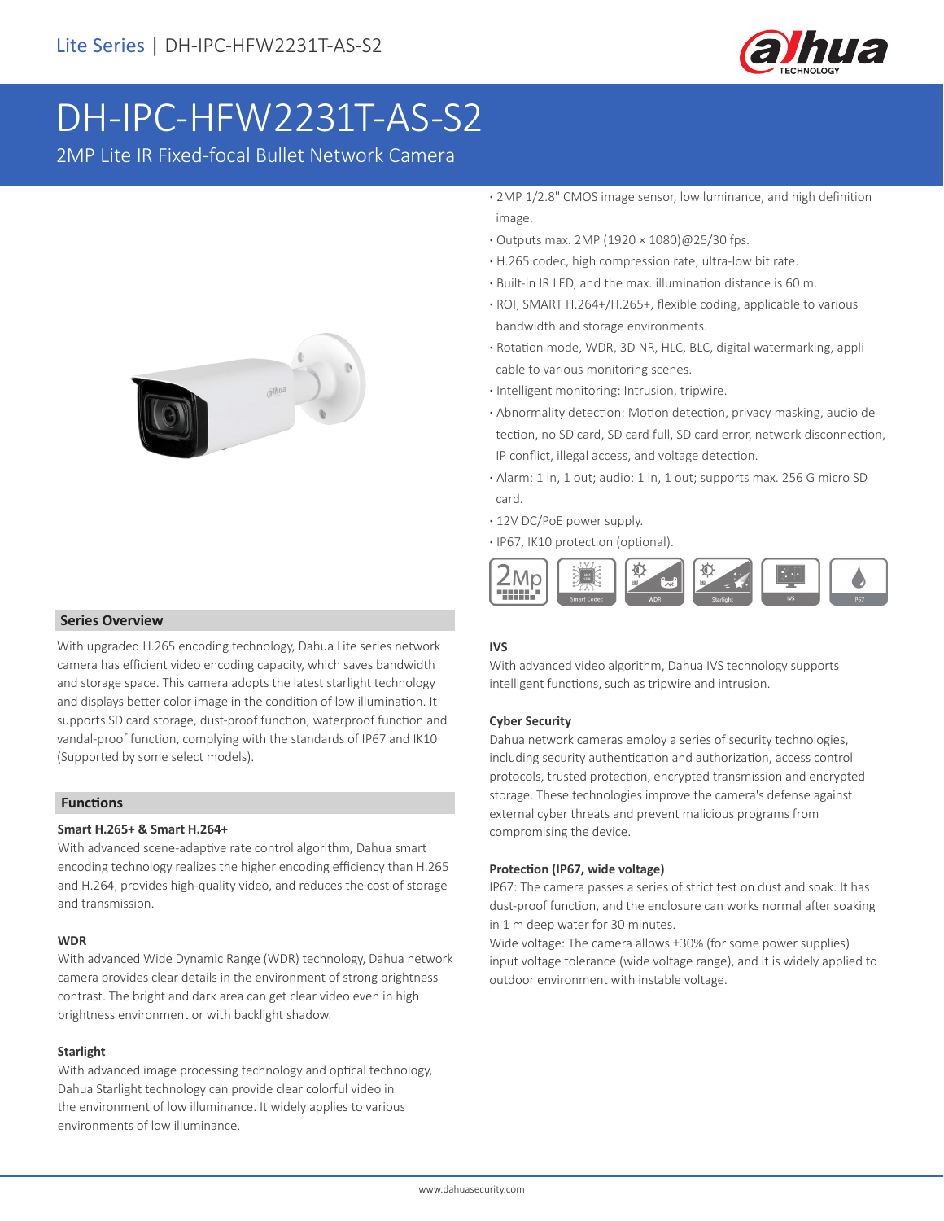Lite Series | DH-IPC-HFW2231T-AS-S2

# DH-IPC-HFW2231T-AS-S2

2MP Lite IR Fixed-focal Bullet Network Camera

- 2MP 1/2.8" CMOS image sensor, low luminance, and high definition image.
- Outputs max. 2MP (1920 × 1080)@25/30 fps.
- H.265 codec, high compression rate, ultra-low bit rate.
- Built-in IR LED, and the max. illumination distance is 60 m.
- ROI, SMART H.264+/H.265+, flexible coding, applicable to various bandwidth and storage environments.
- Rotation mode, WDR, 3D NR, HLC, BLC, digital watermarking, appli cable to various monitoring scenes.
- Intelligent monitoring: Intrusion, tripwire.
- Abnormality detection: Motion detection, privacy masking, audio de tection, no SD card, SD card full, SD card error, network disconnection, IP conflict, illegal access, and voltage detection.
- Alarm: 1 in, 1 out; audio: 1 in, 1 out; supports max. 256 G micro SD card.
- 12V DC/PoE power supply.
- IP67, IK10 protection (optional).

## Series Overview

With upgraded H.265 encoding technology, Dahua Lite series network camera has efficient video encoding capacity, which saves bandwidth and storage space. This camera adopts the latest starlight technology and displays better color image in the condition of low illumination. It supports SD card storage, dust-proof function, waterproof function and vandal-proof function, complying with the standards of IP67 and IK10 (Supported by some select models).

## Functions

### Smart H.265+ & Smart H.264+

With advanced scene-adaptive rate control algorithm, Dahua smart encoding technology realizes the higher encoding efficiency than H.265 and H.264, provides high-quality video, and reduces the cost of storage and transmission.

### WDR

With advanced Wide Dynamic Range (WDR) technology, Dahua network camera provides clear details in the environment of strong brightness contrast. The bright and dark area can get clear video even in high brightness environment or with backlight shadow.

### Starlight

With advanced image processing technology and optical technology, Dahua Starlight technology can provide clear colorful video in the environment of low illuminance. It widely applies to various environments of low illuminance.

### IVS

With advanced video algorithm, Dahua IVS technology supports intelligent functions, such as tripwire and intrusion.

### Cyber Security

Dahua network cameras employ a series of security technologies, including security authentication and authorization, access control protocols, trusted protection, encrypted transmission and encrypted storage. These technologies improve the camera's defense against external cyber threats and prevent malicious programs from compromising the device.

### Protection (IP67, wide voltage)

IP67: The camera passes a series of strict test on dust and soak. It has dust-proof function, and the enclosure can works normal after soaking in 1 m deep water for 30 minutes.

Wide voltage: The camera allows ±30% (for some power supplies) input voltage tolerance (wide voltage range), and it is widely applied to outdoor environment with instable voltage.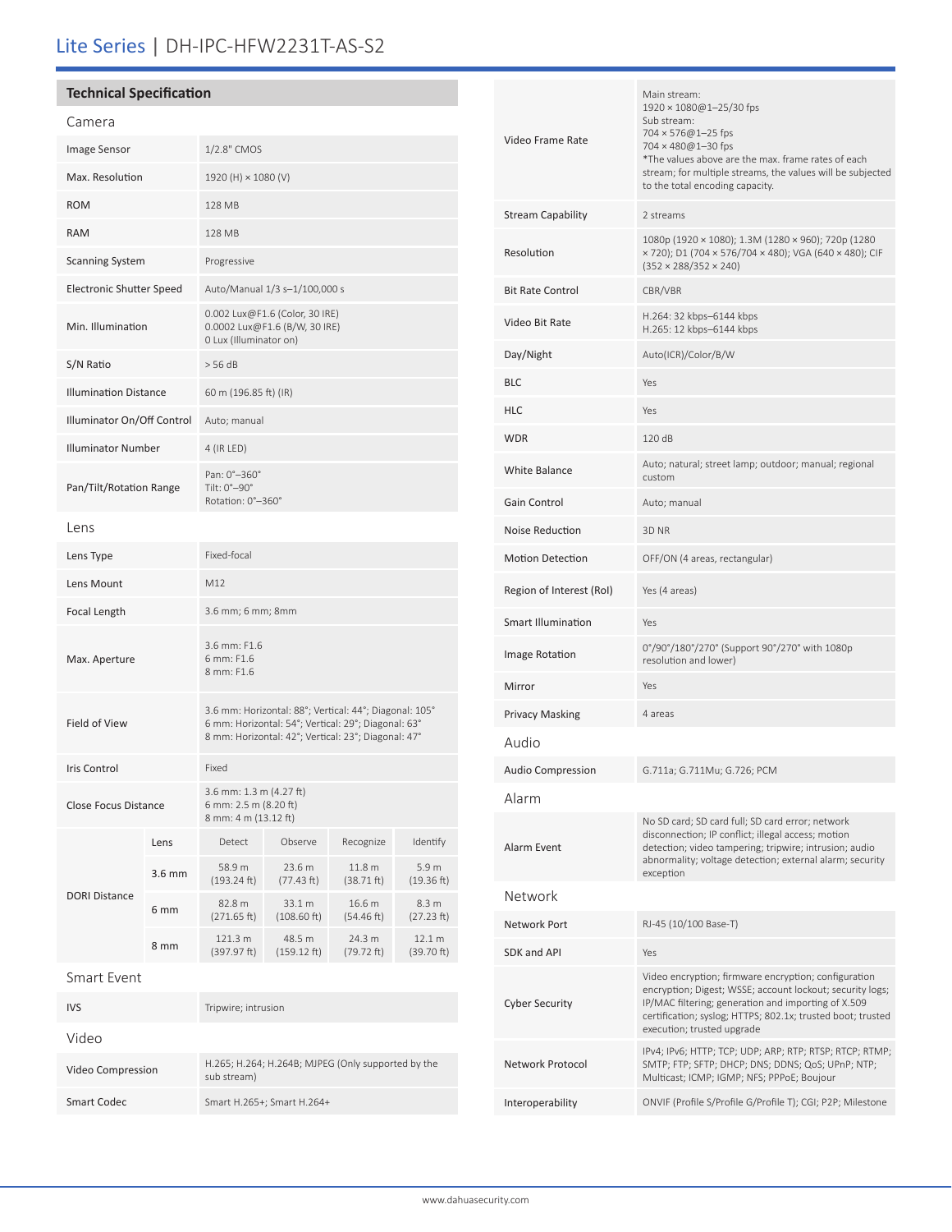# Lite Series | DH-IPC-HFW2231T-AS-S2

## Technical Specification

### Camera

| | |
|---|---|
| Image Sensor | 1/2.8" CMOS |
| Max. Resolution | 1920 (H) × 1080 (V) |
| ROM | 128 MB |
| RAM | 128 MB |
| Scanning System | Progressive |
| Electronic Shutter Speed | Auto/Manual 1/3 s–1/100,000 s |
| Min. Illumination | 0.002 Lux@F1.6 (Color, 30 IRE)<br>0.0002 Lux@F1.6 (B/W, 30 IRE)<br>0 Lux (Illuminator on) |
| S/N Ratio | > 56 dB |
| Illumination Distance | 60 m (196.85 ft) (IR) |
| Illuminator On/Off Control | Auto; manual |
| Illuminator Number | 4 (IR LED) |
| Pan/Tilt/Rotation Range | Pan: 0°–360°<br>Tilt: 0°–90°<br>Rotation: 0°–360° |

### Lens

| | |
|---|---|
| Lens Type | Fixed-focal |
| Lens Mount | M12 |
| Focal Length | 3.6 mm; 6 mm; 8mm |
| Max. Aperture | 3.6 mm: F1.6<br>6 mm: F1.6<br>8 mm: F1.6 |
| Field of View | 3.6 mm: Horizontal: 88°; Vertical: 44°; Diagonal: 105°<br>6 mm: Horizontal: 54°; Vertical: 29°; Diagonal: 63°<br>8 mm: Horizontal: 42°; Vertical: 23°; Diagonal: 47° |
| Iris Control | Fixed |
| Close Focus Distance | 3.6 mm: 1.3 m (4.27 ft)<br>6 mm: 2.5 m (8.20 ft)<br>8 mm: 4 m (13.12 ft) |

| DORI Distance | Lens | Detect | Observe | Recognize | Identify |
|---|---|---|---|---|---|
| | 3.6 mm | 58.9 m (193.24 ft) | 23.6 m (77.43 ft) | 11.8 m (38.71 ft) | 5.9 m (19.36 ft) |
| | 6 mm | 82.8 m (271.65 ft) | 33.1 m (108.60 ft) | 16.6 m (54.46 ft) | 8.3 m (27.23 ft) |
| | 8 mm | 121.3 m (397.97 ft) | 48.5 m (159.12 ft) | 24.3 m (79.72 ft) | 12.1 m (39.70 ft) |

### Smart Event

| | |
|---|---|
| IVS | Tripwire; intrusion |

### Video

| | |
|---|---|
| Video Compression | H.265; H.264; H.264B; MJPEG (Only supported by the sub stream) |
| Smart Codec | Smart H.265+; Smart H.264+ |
| Video Frame Rate | Main stream:<br>1920 × 1080@1–25/30 fps<br>Sub stream:<br>704 × 576@1–25 fps<br>704 × 480@1–30 fps<br>*The values above are the max. frame rates of each stream; for multiple streams, the values will be subjected to the total encoding capacity. |
| Stream Capability | 2 streams |
| Resolution | 1080p (1920 × 1080); 1.3M (1280 × 960); 720p (1280 × 720); D1 (704 × 576/704 × 480); VGA (640 × 480); CIF (352 × 288/352 × 240) |
| Bit Rate Control | CBR/VBR |
| Video Bit Rate | H.264: 32 kbps–6144 kbps<br>H.265: 12 kbps–6144 kbps |
| Day/Night | Auto(ICR)/Color/B/W |
| BLC | Yes |
| HLC | Yes |
| WDR | 120 dB |
| White Balance | Auto; natural; street lamp; outdoor; manual; regional custom |
| Gain Control | Auto; manual |
| Noise Reduction | 3D NR |
| Motion Detection | OFF/ON (4 areas, rectangular) |
| Region of Interest (RoI) | Yes (4 areas) |
| Smart Illumination | Yes |
| Image Rotation | 0°/90°/180°/270° (Support 90°/270° with 1080p resolution and lower) |
| Mirror | Yes |
| Privacy Masking | 4 areas |

### Audio

| | |
|---|---|
| Audio Compression | G.711a; G.711Mu; G.726; PCM |

### Alarm

| | |
|---|---|
| Alarm Event | No SD card; SD card full; SD card error; network disconnection; IP conflict; illegal access; motion detection; video tampering; tripwire; intrusion; audio abnormality; voltage detection; external alarm; security exception |

### Network

| | |
|---|---|
| Network Port | RJ-45 (10/100 Base-T) |
| SDK and API | Yes |
| Cyber Security | Video encryption; firmware encryption; configuration encryption; Digest; WSSE; account lockout; security logs; IP/MAC filtering; generation and importing of X.509 certification; syslog; HTTPS; 802.1x; trusted boot; trusted execution; trusted upgrade |
| Network Protocol | IPv4; IPv6; HTTP; TCP; UDP; ARP; RTP; RTSP; RTCP; RTMP; SMTP; FTP; SFTP; DHCP; DNS; DDNS; QoS; UPnP; NTP; Multicast; ICMP; IGMP; NFS; PPPoE; Boujour |
| Interoperability | ONVIF (Profile S/Profile G/Profile T); CGI; P2P; Milestone |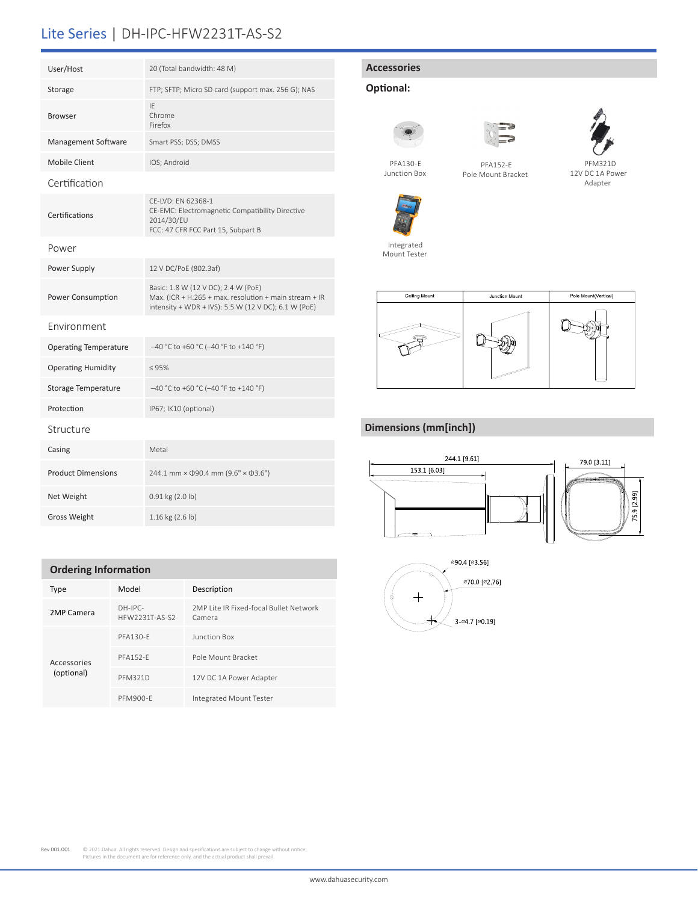| | |
|---|---|
| User/Host | 20 (Total bandwidth: 48 M) |
| Storage | FTP; SFTP; Micro SD card (support max. 256 G); NAS |
| Browser | IE<br>Chrome<br>Firefox |
| Management Software | Smart PSS; DSS; DMSS |
| Mobile Client | IOS; Android |

## Certification

| | |
|---|---|
| Certifications | CE-LVD: EN 62368-1<br>CE-EMC: Electromagnetic Compatibility Directive 2014/30/EU<br>FCC: 47 CFR FCC Part 15, Subpart B |

## Power

| | |
|---|---|
| Power Supply | 12 V DC/PoE (802.3af) |
| Power Consumption | Basic: 1.8 W (12 V DC); 2.4 W (PoE)<br>Max. (ICR + H.265 + max. resolution + main stream + IR intensity + WDR + IVS): 5.5 W (12 V DC); 6.1 W (PoE) |

## Environment

| | |
|---|---|
| Operating Temperature | –40 °C to +60 °C (–40 °F to +140 °F) |
| Operating Humidity | ≤ 95% |
| Storage Temperature | –40 °C to +60 °C (–40 °F to +140 °F) |
| Protection | IP67; IK10 (optional) |

## Structure

| | |
|---|---|
| Casing | Metal |
| Product Dimensions | 244.1 mm × Φ90.4 mm (9.6" × Φ3.6") |
| Net Weight | 0.91 kg (2.0 lb) |
| Gross Weight | 1.16 kg (2.6 lb) |

## Ordering Information

| Type | Model | Description |
|---|---|---|
| 2MP Camera | DH-IPC-HFW2231T-AS-S2 | 2MP Lite IR Fixed-focal Bullet Network Camera |
| Accessories (optional) | PFA130-E | Junction Box |
| | PFA152-E | Pole Mount Bracket |
| | PFM321D | 12V DC 1A Power Adapter |
| | PFM900-E | Integrated Mount Tester |

## Accessories

**Optional:**

PFA130-E
Junction Box

PFA152-E
Pole Mount Bracket

PFM321D
12V DC 1A Power Adapter

Integrated
Mount Tester

Ceiling Mount
Junction Mount
Pole Mount(Vertical)

## Dimensions (mm[inch])

244.1 [9.61]
153.1 [6.03]
79.0 [3.11]
75.9 [2.99]
ø90.4 [ø3.56]
ø70.0 [ø2.76]
3-ø4.7 [ø0.19]

Rev 001.001 © 2021 Dahua. All rights reserved. Design and specifications are subject to change without notice.
Pictures in the document are for reference only, and the actual product shall prevail.

www.dahuasecurity.com